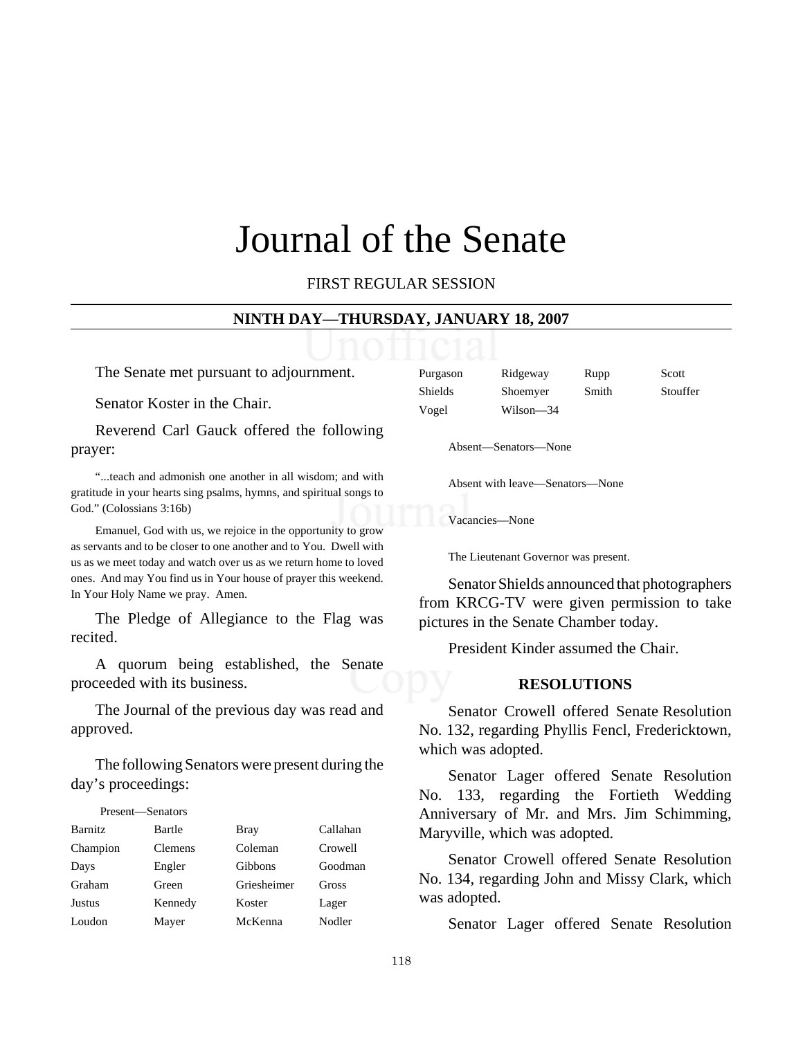# Journal of the Senate

FIRST REGULAR SESSION

**NINTH DAY—THURSDAY, JANUARY 18, 2007**

The Senate met pursuant to adjournment.

Senator Koster in the Chair.

Reverend Carl Gauck offered the following prayer:

"...teach and admonish one another in all wisdom; and with gratitude in your hearts sing psalms, hymns, and spiritual songs to God." (Colossians 3:16b)

Emanuel, God with us, we rejoice in the opportunity to grow as servants and to be closer to one another and to You. Dwell with us as we meet today and watch over us as we return home to loved ones. And may You find us in Your house of prayer this weekend. In Your Holy Name we pray. Amen.

The Pledge of Allegiance to the Flag was recited.

A quorum being established, the Senate proceeded with its business.

The Journal of the previous day was read and approved.

The following Senators were present during the day's proceedings:

Present—Senators

| | | | |
|---|---|---|---|
| Barnitz | Bartle | Bray | Callahan |
| Champion | Clemens | Coleman | Crowell |
| Days | Engler | Gibbons | Goodman |
| Graham | Green | Griesheimer | Gross |
| Justus | Kennedy | Koster | Lager |
| Loudon | Mayer | McKenna | Nodler |
| Purgason | Ridgeway | Rupp | Scott |
| Shields | Shoemyer | Smith | Stouffer |
| Vogel | Wilson—34 | | |

Absent—Senators—None

Absent with leave—Senators—None

Vacancies—None

The Lieutenant Governor was present.

Senator Shields announced that photographers from KRCG-TV were given permission to take pictures in the Senate Chamber today.

President Kinder assumed the Chair.

**RESOLUTIONS**

Senator Crowell offered Senate Resolution No. 132, regarding Phyllis Fencl, Fredericktown, which was adopted.

Senator Lager offered Senate Resolution No. 133, regarding the Fortieth Wedding Anniversary of Mr. and Mrs. Jim Schimming, Maryville, which was adopted.

Senator Crowell offered Senate Resolution No. 134, regarding John and Missy Clark, which was adopted.

Senator Lager offered Senate Resolution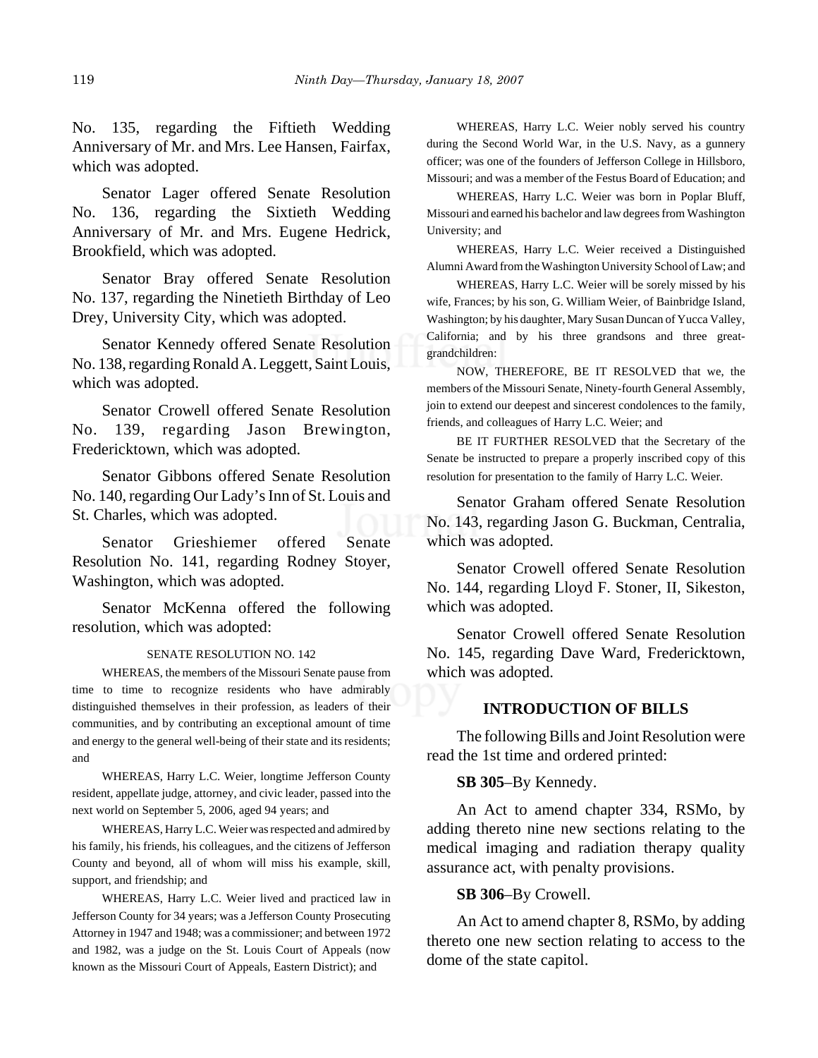No. 135, regarding the Fiftieth Wedding Anniversary of Mr. and Mrs. Lee Hansen, Fairfax, which was adopted.

Senator Lager offered Senate Resolution No. 136, regarding the Sixtieth Wedding Anniversary of Mr. and Mrs. Eugene Hedrick, Brookfield, which was adopted.

Senator Bray offered Senate Resolution No. 137, regarding the Ninetieth Birthday of Leo Drey, University City, which was adopted.

Senator Kennedy offered Senate Resolution No. 138, regarding Ronald A. Leggett, Saint Louis, which was adopted.

Senator Crowell offered Senate Resolution No. 139, regarding Jason Brewington, Fredericktown, which was adopted.

Senator Gibbons offered Senate Resolution No. 140, regarding Our Lady's Inn of St. Louis and St. Charles, which was adopted.

Senator Grieshiemer offered Senate Resolution No. 141, regarding Rodney Stoyer, Washington, which was adopted.

Senator McKenna offered the following resolution, which was adopted:

SENATE RESOLUTION NO. 142

WHEREAS, the members of the Missouri Senate pause from time to time to recognize residents who have admirably distinguished themselves in their profession, as leaders of their communities, and by contributing an exceptional amount of time and energy to the general well-being of their state and its residents; and

WHEREAS, Harry L.C. Weier, longtime Jefferson County resident, appellate judge, attorney, and civic leader, passed into the next world on September 5, 2006, aged 94 years; and

WHEREAS, Harry L.C. Weier was respected and admired by his family, his friends, his colleagues, and the citizens of Jefferson County and beyond, all of whom will miss his example, skill, support, and friendship; and

WHEREAS, Harry L.C. Weier lived and practiced law in Jefferson County for 34 years; was a Jefferson County Prosecuting Attorney in 1947 and 1948; was a commissioner; and between 1972 and 1982, was a judge on the St. Louis Court of Appeals (now known as the Missouri Court of Appeals, Eastern District); and

WHEREAS, Harry L.C. Weier nobly served his country during the Second World War, in the U.S. Navy, as a gunnery officer; was one of the founders of Jefferson College in Hillsboro, Missouri; and was a member of the Festus Board of Education; and

WHEREAS, Harry L.C. Weier was born in Poplar Bluff, Missouri and earned his bachelor and law degrees from Washington University; and

WHEREAS, Harry L.C. Weier received a Distinguished Alumni Award from the Washington University School of Law; and

WHEREAS, Harry L.C. Weier will be sorely missed by his wife, Frances; by his son, G. William Weier, of Bainbridge Island, Washington; by his daughter, Mary Susan Duncan of Yucca Valley, California; and by his three grandsons and three great-grandchildren:

NOW, THEREFORE, BE IT RESOLVED that we, the members of the Missouri Senate, Ninety-fourth General Assembly, join to extend our deepest and sincerest condolences to the family, friends, and colleagues of Harry L.C. Weier; and

BE IT FURTHER RESOLVED that the Secretary of the Senate be instructed to prepare a properly inscribed copy of this resolution for presentation to the family of Harry L.C. Weier.

Senator Graham offered Senate Resolution No. 143, regarding Jason G. Buckman, Centralia, which was adopted.

Senator Crowell offered Senate Resolution No. 144, regarding Lloyd F. Stoner, II, Sikeston, which was adopted.

Senator Crowell offered Senate Resolution No. 145, regarding Dave Ward, Fredericktown, which was adopted.

## INTRODUCTION OF BILLS

The following Bills and Joint Resolution were read the 1st time and ordered printed:

**SB 305**–By Kennedy.

An Act to amend chapter 334, RSMo, by adding thereto nine new sections relating to the medical imaging and radiation therapy quality assurance act, with penalty provisions.

**SB 306**–By Crowell.

An Act to amend chapter 8, RSMo, by adding thereto one new section relating to access to the dome of the state capitol.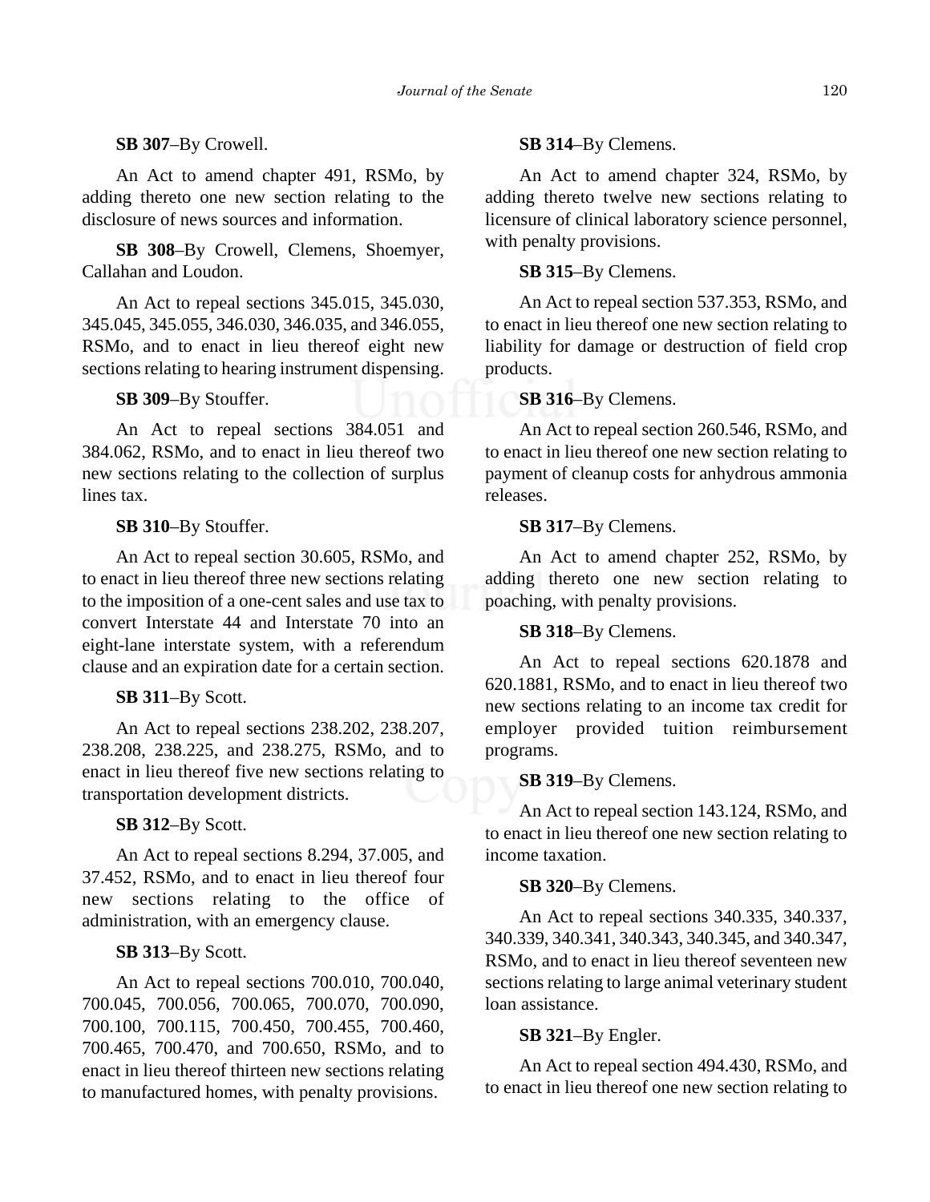**SB 307**–By Crowell.

An Act to amend chapter 491, RSMo, by adding thereto one new section relating to the disclosure of news sources and information.

**SB 308**–By Crowell, Clemens, Shoemyer, Callahan and Loudon.

An Act to repeal sections 345.015, 345.030, 345.045, 345.055, 346.030, 346.035, and 346.055, RSMo, and to enact in lieu thereof eight new sections relating to hearing instrument dispensing.

**SB 309**–By Stouffer.

An Act to repeal sections 384.051 and 384.062, RSMo, and to enact in lieu thereof two new sections relating to the collection of surplus lines tax.

**SB 310**–By Stouffer.

An Act to repeal section 30.605, RSMo, and to enact in lieu thereof three new sections relating to the imposition of a one-cent sales and use tax to convert Interstate 44 and Interstate 70 into an eight-lane interstate system, with a referendum clause and an expiration date for a certain section.

**SB 311**–By Scott.

An Act to repeal sections 238.202, 238.207, 238.208, 238.225, and 238.275, RSMo, and to enact in lieu thereof five new sections relating to transportation development districts.

**SB 312**–By Scott.

An Act to repeal sections 8.294, 37.005, and 37.452, RSMo, and to enact in lieu thereof four new sections relating to the office of administration, with an emergency clause.

**SB 313**–By Scott.

An Act to repeal sections 700.010, 700.040, 700.045, 700.056, 700.065, 700.070, 700.090, 700.100, 700.115, 700.450, 700.455, 700.460, 700.465, 700.470, and 700.650, RSMo, and to enact in lieu thereof thirteen new sections relating to manufactured homes, with penalty provisions.

**SB 314**–By Clemens.

An Act to amend chapter 324, RSMo, by adding thereto twelve new sections relating to licensure of clinical laboratory science personnel, with penalty provisions.

**SB 315**–By Clemens.

An Act to repeal section 537.353, RSMo, and to enact in lieu thereof one new section relating to liability for damage or destruction of field crop products.

**SB 316**–By Clemens.

An Act to repeal section 260.546, RSMo, and to enact in lieu thereof one new section relating to payment of cleanup costs for anhydrous ammonia releases.

**SB 317**–By Clemens.

An Act to amend chapter 252, RSMo, by adding thereto one new section relating to poaching, with penalty provisions.

**SB 318**–By Clemens.

An Act to repeal sections 620.1878 and 620.1881, RSMo, and to enact in lieu thereof two new sections relating to an income tax credit for employer provided tuition reimbursement programs.

**SB 319**–By Clemens.

An Act to repeal section 143.124, RSMo, and to enact in lieu thereof one new section relating to income taxation.

**SB 320**–By Clemens.

An Act to repeal sections 340.335, 340.337, 340.339, 340.341, 340.343, 340.345, and 340.347, RSMo, and to enact in lieu thereof seventeen new sections relating to large animal veterinary student loan assistance.

**SB 321**–By Engler.

An Act to repeal section 494.430, RSMo, and to enact in lieu thereof one new section relating to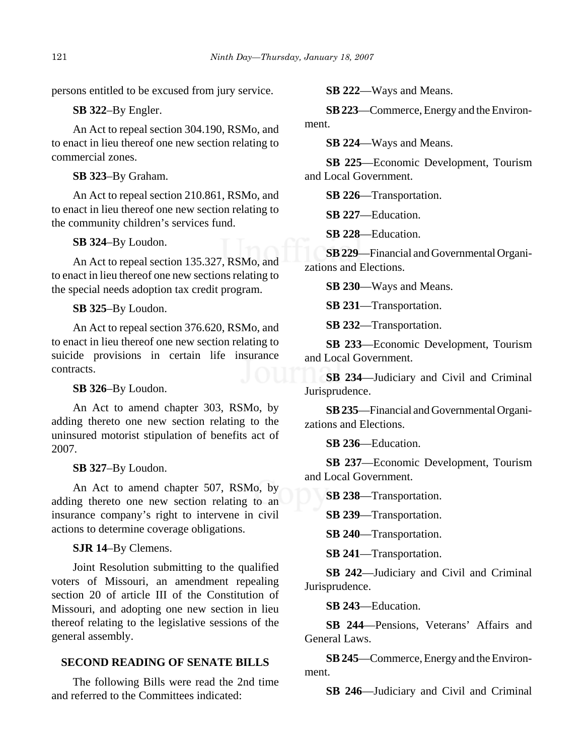persons entitled to be excused from jury service.

**SB 322**–By Engler.

An Act to repeal section 304.190, RSMo, and to enact in lieu thereof one new section relating to commercial zones.

**SB 323**–By Graham.

An Act to repeal section 210.861, RSMo, and to enact in lieu thereof one new section relating to the community children's services fund.

**SB 324**–By Loudon.

An Act to repeal section 135.327, RSMo, and to enact in lieu thereof one new sections relating to the special needs adoption tax credit program.

**SB 325**–By Loudon.

An Act to repeal section 376.620, RSMo, and to enact in lieu thereof one new section relating to suicide provisions in certain life insurance contracts.

**SB 326**–By Loudon.

An Act to amend chapter 303, RSMo, by adding thereto one new section relating to the uninsured motorist stipulation of benefits act of 2007.

**SB 327**–By Loudon.

An Act to amend chapter 507, RSMo, by adding thereto one new section relating to an insurance company's right to intervene in civil actions to determine coverage obligations.

**SJR 14**–By Clemens.

Joint Resolution submitting to the qualified voters of Missouri, an amendment repealing section 20 of article III of the Constitution of Missouri, and adopting one new section in lieu thereof relating to the legislative sessions of the general assembly.

**SECOND READING OF SENATE BILLS**

The following Bills were read the 2nd time and referred to the Committees indicated:

**SB 222**—Ways and Means.

**SB 223**—Commerce, Energy and the Environment.

**SB 224**—Ways and Means.

**SB 225**—Economic Development, Tourism and Local Government.

**SB 226**—Transportation.

**SB 227**—Education.

**SB 228**—Education.

**SB 229**—Financial and Governmental Organizations and Elections.

**SB 230**—Ways and Means.

**SB 231**—Transportation.

**SB 232**—Transportation.

**SB 233**—Economic Development, Tourism and Local Government.

**SB 234**—Judiciary and Civil and Criminal Jurisprudence.

**SB 235**—Financial and Governmental Organizations and Elections.

**SB 236**—Education.

**SB 237**—Economic Development, Tourism and Local Government.

**SB 238**—Transportation.

**SB 239**—Transportation.

**SB 240**—Transportation.

**SB 241**—Transportation.

**SB 242**—Judiciary and Civil and Criminal Jurisprudence.

**SB 243**—Education.

**SB 244**—Pensions, Veterans' Affairs and General Laws.

**SB 245**—Commerce, Energy and the Environment.

**SB 246**—Judiciary and Civil and Criminal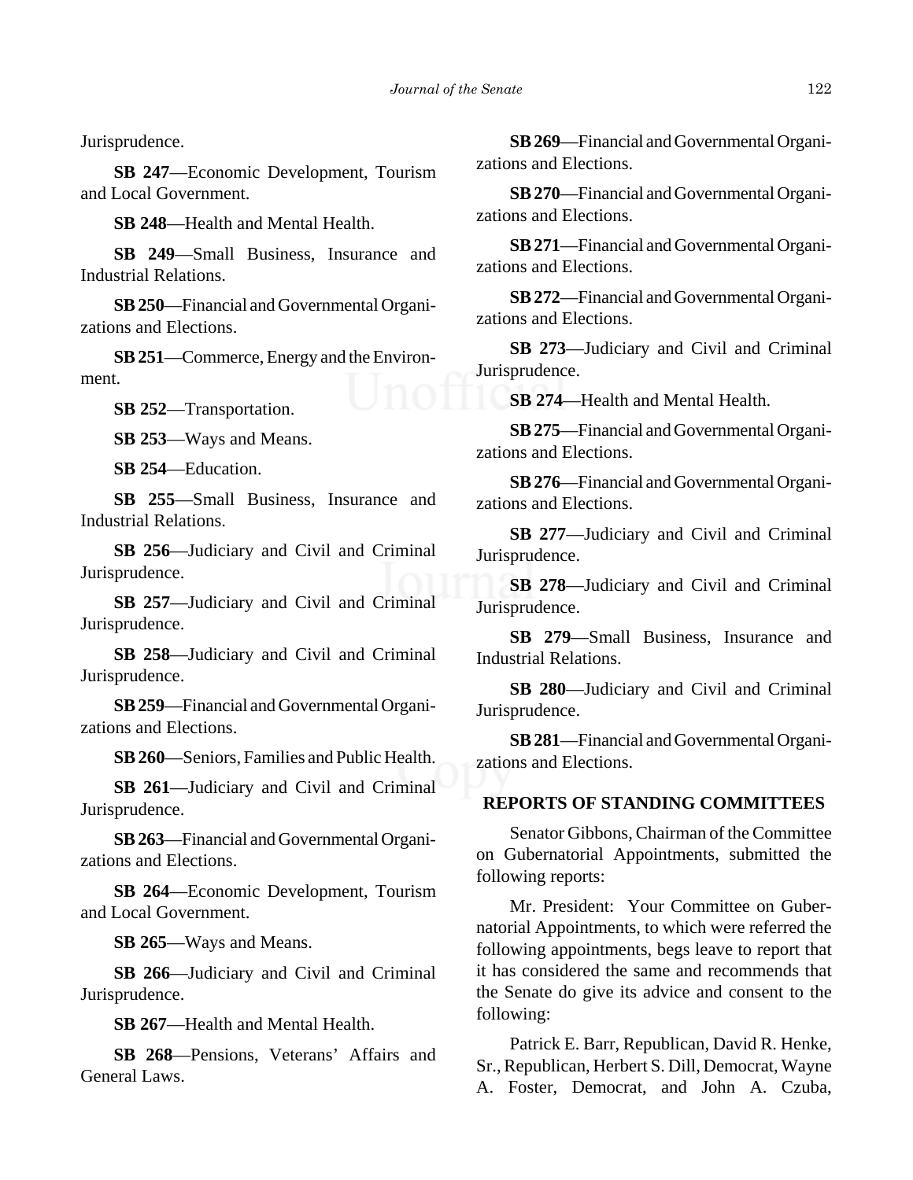Jurisprudence.

**SB 247**—Economic Development, Tourism and Local Government.

**SB 248**—Health and Mental Health.

**SB 249**—Small Business, Insurance and Industrial Relations.

**SB 250**—Financial and Governmental Organizations and Elections.

**SB 251**—Commerce, Energy and the Environment.

**SB 252**—Transportation.

**SB 253**—Ways and Means.

**SB 254**—Education.

**SB 255**—Small Business, Insurance and Industrial Relations.

**SB 256**—Judiciary and Civil and Criminal Jurisprudence.

**SB 257**—Judiciary and Civil and Criminal Jurisprudence.

**SB 258**—Judiciary and Civil and Criminal Jurisprudence.

**SB 259**—Financial and Governmental Organizations and Elections.

**SB 260**—Seniors, Families and Public Health.

**SB 261**—Judiciary and Civil and Criminal Jurisprudence.

**SB 263**—Financial and Governmental Organizations and Elections.

**SB 264**—Economic Development, Tourism and Local Government.

**SB 265**—Ways and Means.

**SB 266**—Judiciary and Civil and Criminal Jurisprudence.

**SB 267**—Health and Mental Health.

**SB 268**—Pensions, Veterans' Affairs and General Laws.

**SB 269**—Financial and Governmental Organizations and Elections.

**SB 270**—Financial and Governmental Organizations and Elections.

**SB 271**—Financial and Governmental Organizations and Elections.

**SB 272**—Financial and Governmental Organizations and Elections.

**SB 273**—Judiciary and Civil and Criminal Jurisprudence.

**SB 274**—Health and Mental Health.

**SB 275**—Financial and Governmental Organizations and Elections.

**SB 276**—Financial and Governmental Organizations and Elections.

**SB 277**—Judiciary and Civil and Criminal Jurisprudence.

**SB 278**—Judiciary and Civil and Criminal Jurisprudence.

**SB 279**—Small Business, Insurance and Industrial Relations.

**SB 280**—Judiciary and Civil and Criminal Jurisprudence.

**SB 281**—Financial and Governmental Organizations and Elections.

## REPORTS OF STANDING COMMITTEES

Senator Gibbons, Chairman of the Committee on Gubernatorial Appointments, submitted the following reports:

Mr. President: Your Committee on Gubernatorial Appointments, to which were referred the following appointments, begs leave to report that it has considered the same and recommends that the Senate do give its advice and consent to the following:

Patrick E. Barr, Republican, David R. Henke, Sr., Republican, Herbert S. Dill, Democrat, Wayne A. Foster, Democrat, and John A. Czuba,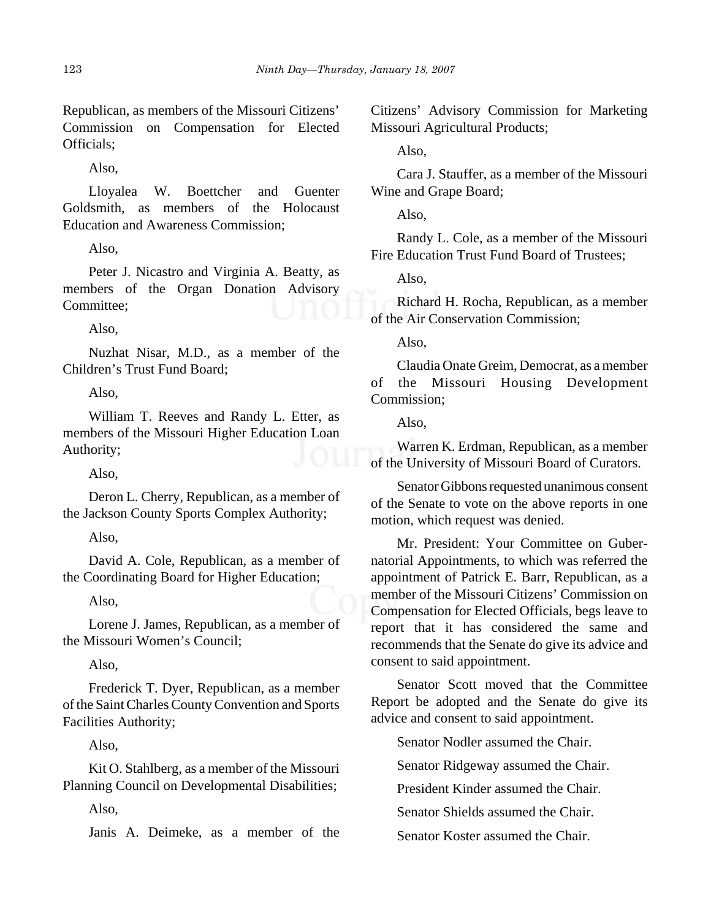Republican, as members of the Missouri Citizens' Commission on Compensation for Elected Officials;

Also,

Lloyalea W. Boettcher and Guenter Goldsmith, as members of the Holocaust Education and Awareness Commission;

Also,

Peter J. Nicastro and Virginia A. Beatty, as members of the Organ Donation Advisory Committee;

Also,

Nuzhat Nisar, M.D., as a member of the Children's Trust Fund Board;

Also,

William T. Reeves and Randy L. Etter, as members of the Missouri Higher Education Loan Authority;

Also,

Deron L. Cherry, Republican, as a member of the Jackson County Sports Complex Authority;

Also,

David A. Cole, Republican, as a member of the Coordinating Board for Higher Education;

Also,

Lorene J. James, Republican, as a member of the Missouri Women's Council;

Also,

Frederick T. Dyer, Republican, as a member of the Saint Charles County Convention and Sports Facilities Authority;

Also,

Kit O. Stahlberg, as a member of the Missouri Planning Council on Developmental Disabilities;

Also,

Janis A. Deimeke, as a member of the Citizens' Advisory Commission for Marketing Missouri Agricultural Products;

Also,

Cara J. Stauffer, as a member of the Missouri Wine and Grape Board;

Also,

Randy L. Cole, as a member of the Missouri Fire Education Trust Fund Board of Trustees;

Also,

Richard H. Rocha, Republican, as a member of the Air Conservation Commission;

Also,

Claudia Onate Greim, Democrat, as a member of the Missouri Housing Development Commission;

Also,

Warren K. Erdman, Republican, as a member of the University of Missouri Board of Curators.

Senator Gibbons requested unanimous consent of the Senate to vote on the above reports in one motion, which request was denied.

Mr. President: Your Committee on Gubernatorial Appointments, to which was referred the appointment of Patrick E. Barr, Republican, as a member of the Missouri Citizens' Commission on Compensation for Elected Officials, begs leave to report that it has considered the same and recommends that the Senate do give its advice and consent to said appointment.

Senator Scott moved that the Committee Report be adopted and the Senate do give its advice and consent to said appointment.

Senator Nodler assumed the Chair.

Senator Ridgeway assumed the Chair.

President Kinder assumed the Chair.

Senator Shields assumed the Chair.

Senator Koster assumed the Chair.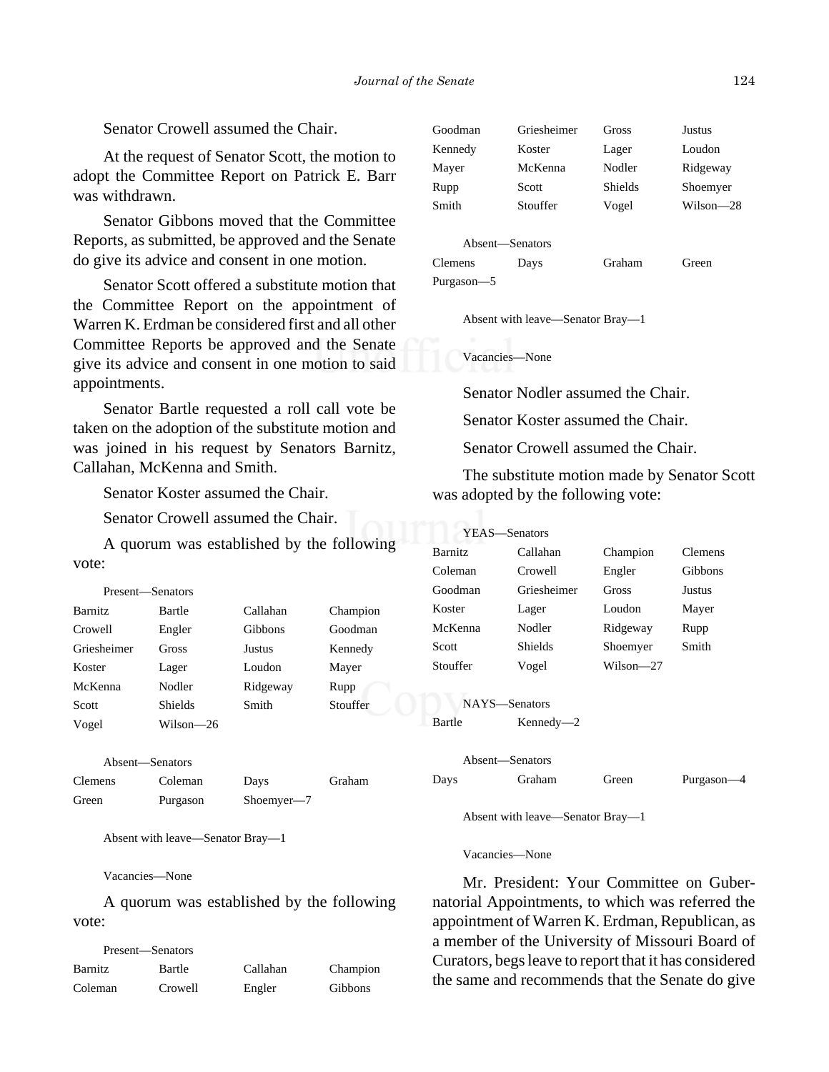Senator Crowell assumed the Chair.

At the request of Senator Scott, the motion to adopt the Committee Report on Patrick E. Barr was withdrawn.

Senator Gibbons moved that the Committee Reports, as submitted, be approved and the Senate do give its advice and consent in one motion.

Senator Scott offered a substitute motion that the Committee Report on the appointment of Warren K. Erdman be considered first and all other Committee Reports be approved and the Senate give its advice and consent in one motion to said appointments.

Senator Bartle requested a roll call vote be taken on the adoption of the substitute motion and was joined in his request by Senators Barnitz, Callahan, McKenna and Smith.

Senator Koster assumed the Chair.

Senator Crowell assumed the Chair.

A quorum was established by the following vote:

Present—Senators

| | | | |
|---|---|---|---|
| Barnitz | Bartle | Callahan | Champion |
| Crowell | Engler | Gibbons | Goodman |
| Griesheimer | Gross | Justus | Kennedy |
| Koster | Lager | Loudon | Mayer |
| McKenna | Nodler | Ridgeway | Rupp |
| Scott | Shields | Smith | Stouffer |
| Vogel | Wilson—26 | | |

Absent—Senators

| | | | |
|---|---|---|---|
| Clemens | Coleman | Days | Graham |
| Green | Purgason | Shoemyer—7 | |

Absent with leave—Senator Bray—1

Vacancies—None

A quorum was established by the following vote:

Present—Senators

| | | | |
|---|---|---|---|
| Barnitz | Bartle | Callahan | Champion |
| Coleman | Crowell | Engler | Gibbons |
| Goodman | Griesheimer | Gross | Justus |
| Kennedy | Koster | Lager | Loudon |
| Mayer | McKenna | Nodler | Ridgeway |
| Rupp | Scott | Shields | Shoemyer |
| Smith | Stouffer | Vogel | Wilson—28 |

Absent—Senators

| | | | |
|---|---|---|---|
| Clemens | Days | Graham | Green |
| Purgason—5 | | | |

Absent with leave—Senator Bray—1

Vacancies—None

Senator Nodler assumed the Chair.

Senator Koster assumed the Chair.

Senator Crowell assumed the Chair.

The substitute motion made by Senator Scott was adopted by the following vote:

YEAS—Senators

| | | | |
|---|---|---|---|
| Barnitz | Callahan | Champion | Clemens |
| Coleman | Crowell | Engler | Gibbons |
| Goodman | Griesheimer | Gross | Justus |
| Koster | Lager | Loudon | Mayer |
| McKenna | Nodler | Ridgeway | Rupp |
| Scott | Shields | Shoemyer | Smith |
| Stouffer | Vogel | Wilson—27 | |

NAYS—Senators

| | |
|---|---|
| Bartle | Kennedy—2 |

Absent—Senators

| | | | |
|---|---|---|---|
| Days | Graham | Green | Purgason—4 |

Absent with leave—Senator Bray—1

Vacancies—None

Mr. President: Your Committee on Gubernatorial Appointments, to which was referred the appointment of Warren K. Erdman, Republican, as a member of the University of Missouri Board of Curators, begs leave to report that it has considered the same and recommends that the Senate do give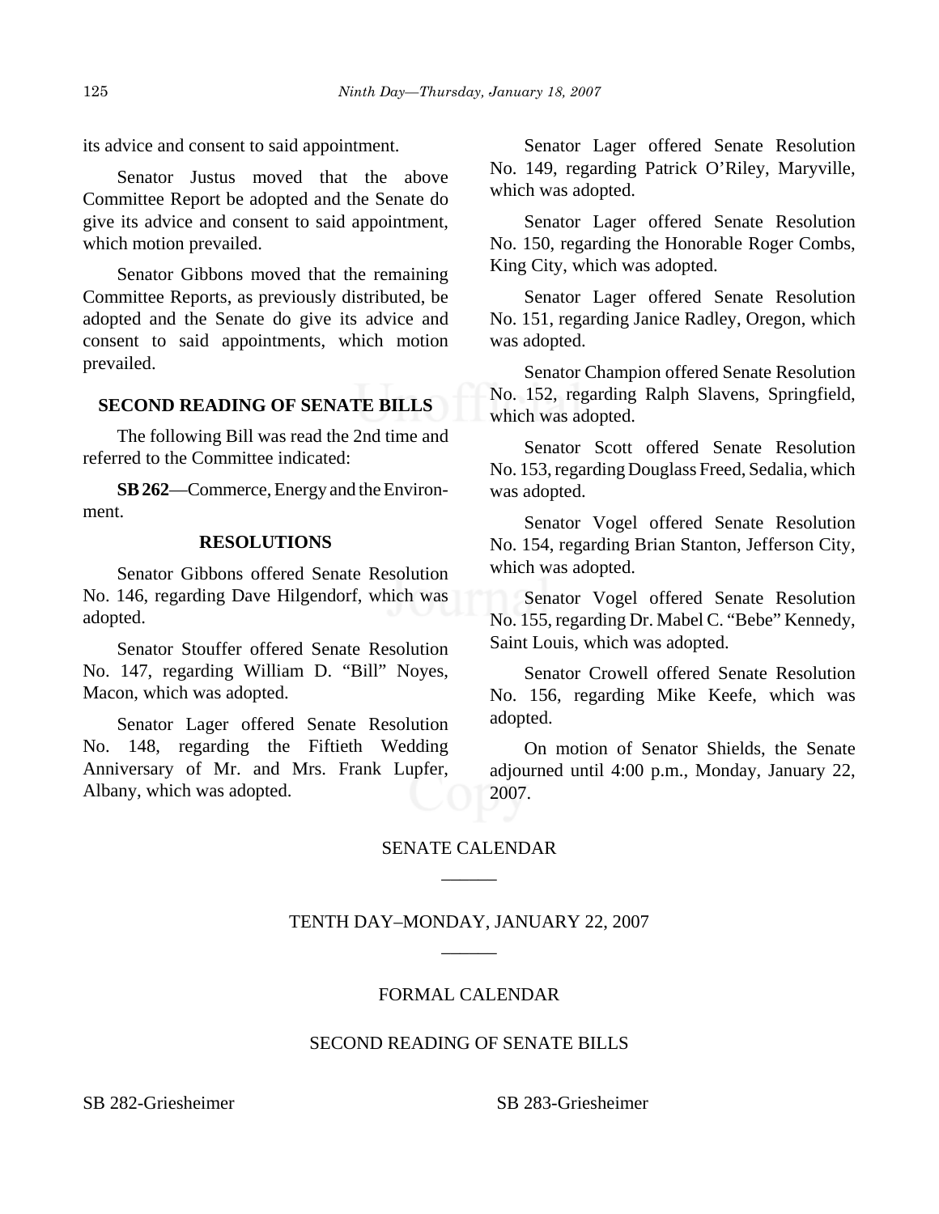its advice and consent to said appointment.

Senator Justus moved that the above Committee Report be adopted and the Senate do give its advice and consent to said appointment, which motion prevailed.

Senator Gibbons moved that the remaining Committee Reports, as previously distributed, be adopted and the Senate do give its advice and consent to said appointments, which motion prevailed.

## SECOND READING OF SENATE BILLS

The following Bill was read the 2nd time and referred to the Committee indicated:

**SB 262**—Commerce, Energy and the Environment.

## RESOLUTIONS

Senator Gibbons offered Senate Resolution No. 146, regarding Dave Hilgendorf, which was adopted.

Senator Stouffer offered Senate Resolution No. 147, regarding William D. "Bill" Noyes, Macon, which was adopted.

Senator Lager offered Senate Resolution No. 148, regarding the Fiftieth Wedding Anniversary of Mr. and Mrs. Frank Lupfer, Albany, which was adopted.

Senator Lager offered Senate Resolution No. 149, regarding Patrick O'Riley, Maryville, which was adopted.

Senator Lager offered Senate Resolution No. 150, regarding the Honorable Roger Combs, King City, which was adopted.

Senator Lager offered Senate Resolution No. 151, regarding Janice Radley, Oregon, which was adopted.

Senator Champion offered Senate Resolution No. 152, regarding Ralph Slavens, Springfield, which was adopted.

Senator Scott offered Senate Resolution No. 153, regarding Douglass Freed, Sedalia, which was adopted.

Senator Vogel offered Senate Resolution No. 154, regarding Brian Stanton, Jefferson City, which was adopted.

Senator Vogel offered Senate Resolution No. 155, regarding Dr. Mabel C. "Bebe" Kennedy, Saint Louis, which was adopted.

Senator Crowell offered Senate Resolution No. 156, regarding Mike Keefe, which was adopted.

On motion of Senator Shields, the Senate adjourned until 4:00 p.m., Monday, January 22, 2007.

# SENATE CALENDAR

## TENTH DAY–MONDAY, JANUARY 22, 2007

## FORMAL CALENDAR

## SECOND READING OF SENATE BILLS

SB 282-Griesheimer

SB 283-Griesheimer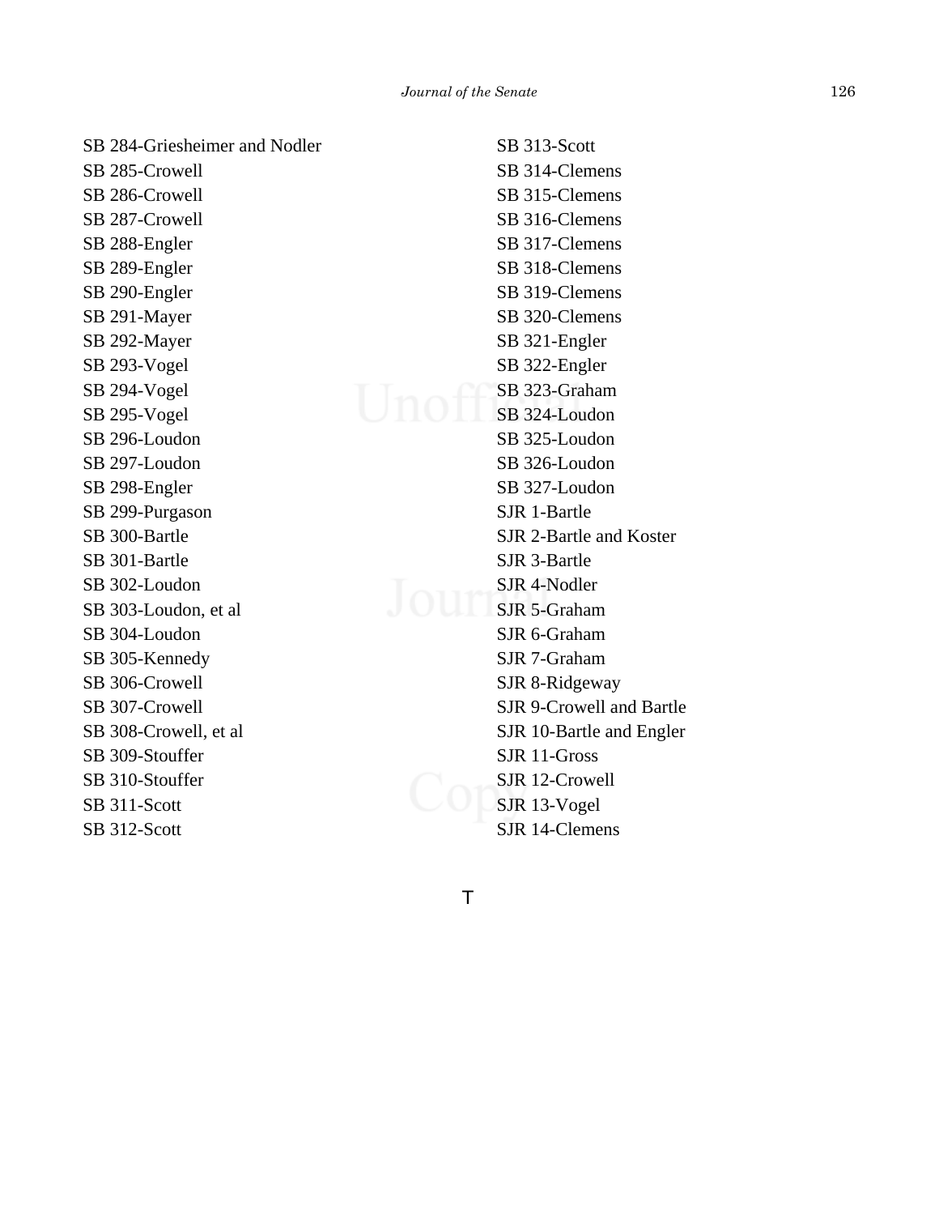SB 284-Griesheimer and Nodler
SB 285-Crowell
SB 286-Crowell
SB 287-Crowell
SB 288-Engler
SB 289-Engler
SB 290-Engler
SB 291-Mayer
SB 292-Mayer
SB 293-Vogel
SB 294-Vogel
SB 295-Vogel
SB 296-Loudon
SB 297-Loudon
SB 298-Engler
SB 299-Purgason
SB 300-Bartle
SB 301-Bartle
SB 302-Loudon
SB 303-Loudon, et al
SB 304-Loudon
SB 305-Kennedy
SB 306-Crowell
SB 307-Crowell
SB 308-Crowell, et al
SB 309-Stouffer
SB 310-Stouffer
SB 311-Scott
SB 312-Scott
SB 313-Scott
SB 314-Clemens
SB 315-Clemens
SB 316-Clemens
SB 317-Clemens
SB 318-Clemens
SB 319-Clemens
SB 320-Clemens
SB 321-Engler
SB 322-Engler
SB 323-Graham
SB 324-Loudon
SB 325-Loudon
SB 326-Loudon
SB 327-Loudon
SJR 1-Bartle
SJR 2-Bartle and Koster
SJR 3-Bartle
SJR 4-Nodler
SJR 5-Graham
SJR 6-Graham
SJR 7-Graham
SJR 8-Ridgeway
SJR 9-Crowell and Bartle
SJR 10-Bartle and Engler
SJR 11-Gross
SJR 12-Crowell
SJR 13-Vogel
SJR 14-Clemens

T